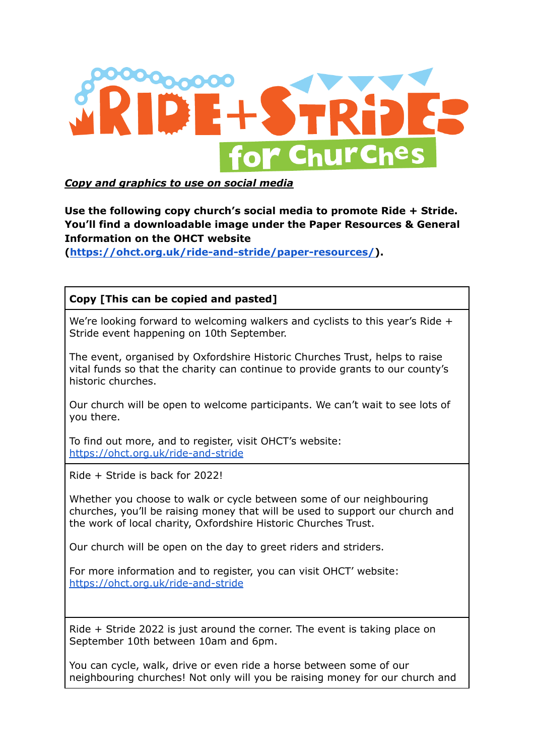# RIDE + STRIDE for Churches

***Copy and graphics to use on social media***

**Use the following copy church's social media to promote Ride + Stride. You'll find a downloadable image under the Paper Resources & General Information on the OHCT website (https://ohct.org.uk/ride-and-stride/paper-resources/).**

| **Copy [This can be copied and pasted]** |
|---|
| We're looking forward to welcoming walkers and cyclists to this year's Ride + Stride event happening on 10th September.<br><br>The event, organised by Oxfordshire Historic Churches Trust, helps to raise vital funds so that the charity can continue to provide grants to our county's historic churches.<br><br>Our church will be open to welcome participants. We can't wait to see lots of you there.<br><br>To find out more, and to register, visit OHCT's website: https://ohct.org.uk/ride-and-stride |
| Ride + Stride is back for 2022!<br><br>Whether you choose to walk or cycle between some of our neighbouring churches, you'll be raising money that will be used to support our church and the work of local charity, Oxfordshire Historic Churches Trust.<br><br>Our church will be open on the day to greet riders and striders.<br><br>For more information and to register, you can visit OHCT' website: https://ohct.org.uk/ride-and-stride |
| Ride + Stride 2022 is just around the corner. The event is taking place on September 10th between 10am and 6pm.<br><br>You can cycle, walk, drive or even ride a horse between some of our neighbouring churches! Not only will you be raising money for our church and |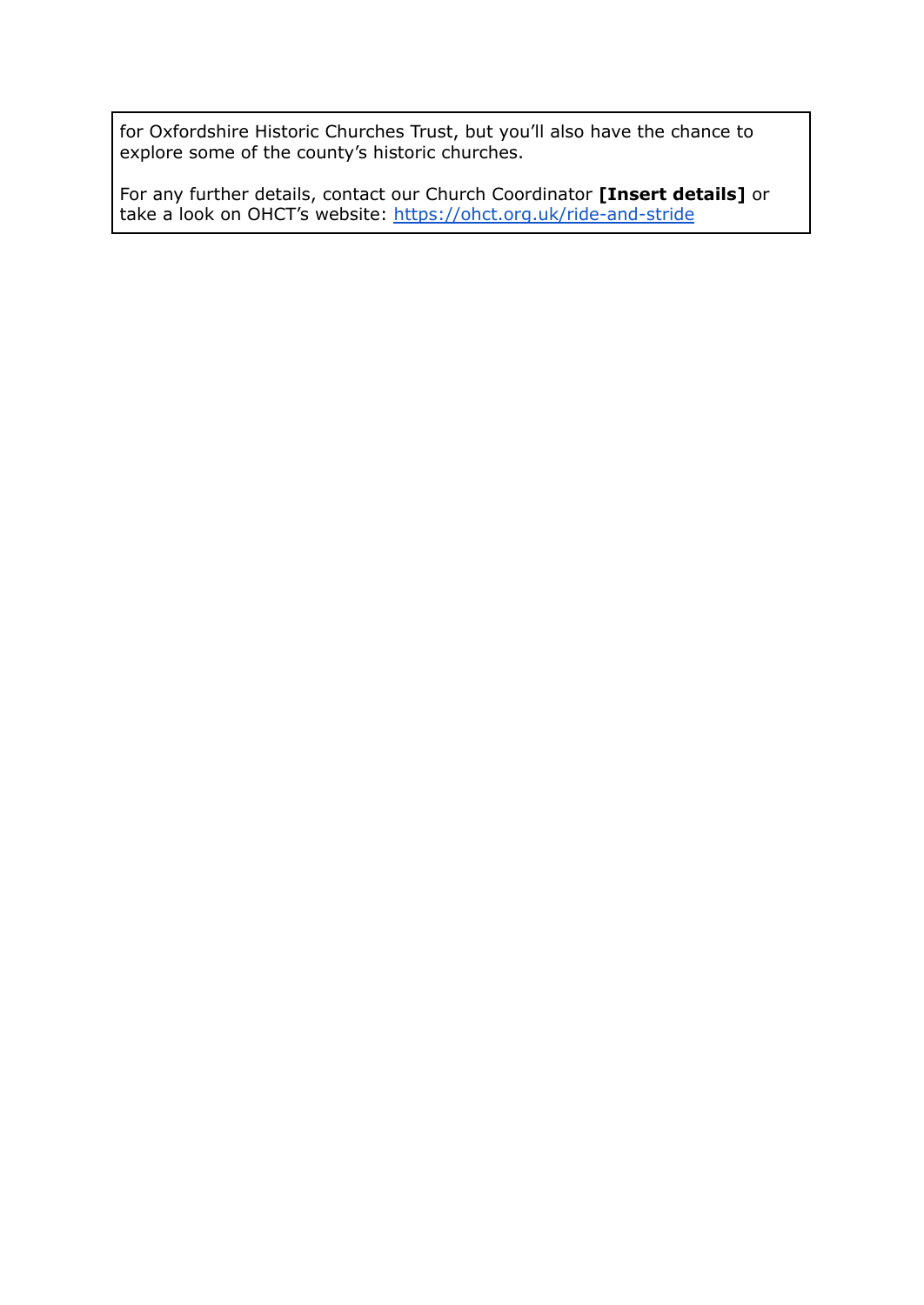for Oxfordshire Historic Churches Trust, but you'll also have the chance to explore some of the county's historic churches.

For any further details, contact our Church Coordinator **[Insert details]** or take a look on OHCT's website: https://ohct.org.uk/ride-and-stride